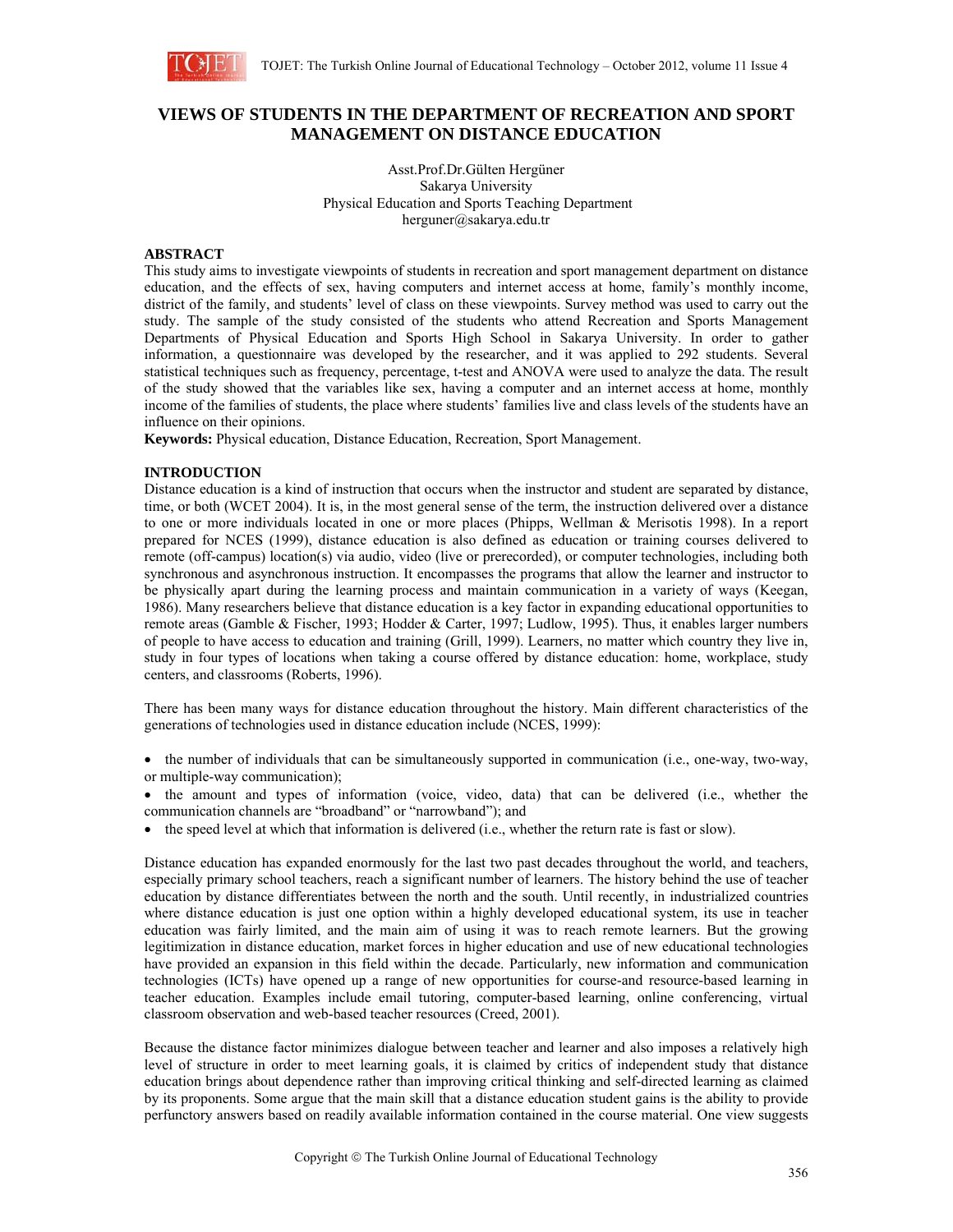# VIEWS OF STUDENTS IN THE DEPARTMENT OF RECREATION AND SPORT MANAGEMENT ON DISTANCE EDUCATION

Asst.Prof.Dr.Gülten Hergüner
Sakarya University
Physical Education and Sports Teaching Department
herguner@sakarya.edu.tr

## ABSTRACT

This study aims to investigate viewpoints of students in recreation and sport management department on distance education, and the effects of sex, having computers and internet access at home, family's monthly income, district of the family, and students' level of class on these viewpoints. Survey method was used to carry out the study. The sample of the study consisted of the students who attend Recreation and Sports Management Departments of Physical Education and Sports High School in Sakarya University. In order to gather information, a questionnaire was developed by the researcher, and it was applied to 292 students. Several statistical techniques such as frequency, percentage, t-test and ANOVA were used to analyze the data. The result of the study showed that the variables like sex, having a computer and an internet access at home, monthly income of the families of students, the place where students' families live and class levels of the students have an influence on their opinions.

**Keywords:** Physical education, Distance Education, Recreation, Sport Management.

## INTRODUCTION

Distance education is a kind of instruction that occurs when the instructor and student are separated by distance, time, or both (WCET 2004). It is, in the most general sense of the term, the instruction delivered over a distance to one or more individuals located in one or more places (Phipps, Wellman & Merisotis 1998). In a report prepared for NCES (1999), distance education is also defined as education or training courses delivered to remote (off-campus) location(s) via audio, video (live or prerecorded), or computer technologies, including both synchronous and asynchronous instruction. It encompasses the programs that allow the learner and instructor to be physically apart during the learning process and maintain communication in a variety of ways (Keegan, 1986). Many researchers believe that distance education is a key factor in expanding educational opportunities to remote areas (Gamble & Fischer, 1993; Hodder & Carter, 1997; Ludlow, 1995). Thus, it enables larger numbers of people to have access to education and training (Grill, 1999). Learners, no matter which country they live in, study in four types of locations when taking a course offered by distance education: home, workplace, study centers, and classrooms (Roberts, 1996).

There has been many ways for distance education throughout the history. Main different characteristics of the generations of technologies used in distance education include (NCES, 1999):

- the number of individuals that can be simultaneously supported in communication (i.e., one-way, two-way, or multiple-way communication);
- the amount and types of information (voice, video, data) that can be delivered (i.e., whether the communication channels are "broadband" or "narrowband"); and
- the speed level at which that information is delivered (i.e., whether the return rate is fast or slow).

Distance education has expanded enormously for the last two past decades throughout the world, and teachers, especially primary school teachers, reach a significant number of learners. The history behind the use of teacher education by distance differentiates between the north and the south. Until recently, in industrialized countries where distance education is just one option within a highly developed educational system, its use in teacher education was fairly limited, and the main aim of using it was to reach remote learners. But the growing legitimization in distance education, market forces in higher education and use of new educational technologies have provided an expansion in this field within the decade. Particularly, new information and communication technologies (ICTs) have opened up a range of new opportunities for course-and resource-based learning in teacher education. Examples include email tutoring, computer-based learning, online conferencing, virtual classroom observation and web-based teacher resources (Creed, 2001).

Because the distance factor minimizes dialogue between teacher and learner and also imposes a relatively high level of structure in order to meet learning goals, it is claimed by critics of independent study that distance education brings about dependence rather than improving critical thinking and self-directed learning as claimed by its proponents. Some argue that the main skill that a distance education student gains is the ability to provide perfunctory answers based on readily available information contained in the course material. One view suggests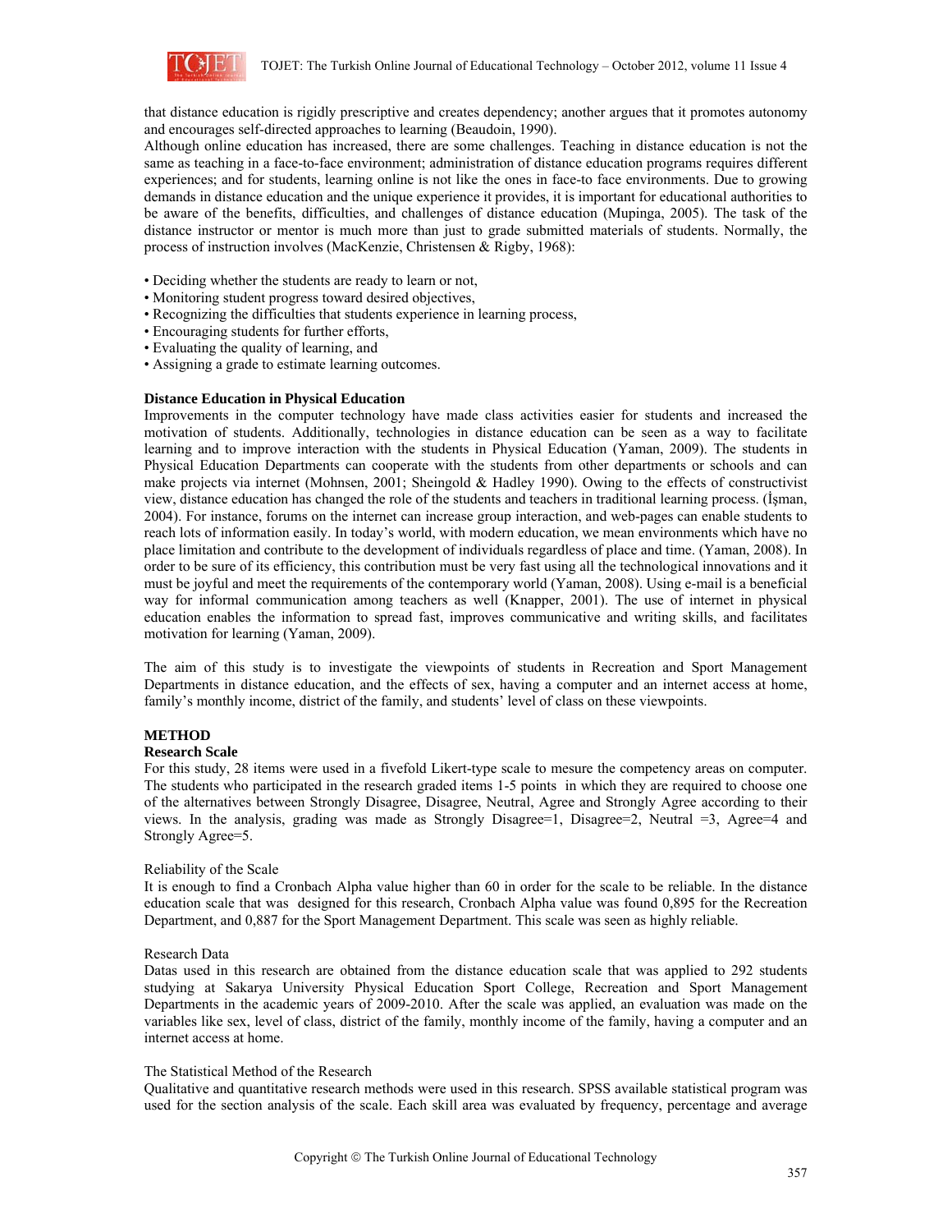that distance education is rigidly prescriptive and creates dependency; another argues that it promotes autonomy and encourages self-directed approaches to learning (Beaudoin, 1990).

Although online education has increased, there are some challenges. Teaching in distance education is not the same as teaching in a face-to-face environment; administration of distance education programs requires different experiences; and for students, learning online is not like the ones in face-to face environments. Due to growing demands in distance education and the unique experience it provides, it is important for educational authorities to be aware of the benefits, difficulties, and challenges of distance education (Mupinga, 2005). The task of the distance instructor or mentor is much more than just to grade submitted materials of students. Normally, the process of instruction involves (MacKenzie, Christensen & Rigby, 1968):

- Deciding whether the students are ready to learn or not,
- Monitoring student progress toward desired objectives,
- Recognizing the difficulties that students experience in learning process,
- Encouraging students for further efforts,
- Evaluating the quality of learning, and
- Assigning a grade to estimate learning outcomes.

**Distance Education in Physical Education**

Improvements in the computer technology have made class activities easier for students and increased the motivation of students. Additionally, technologies in distance education can be seen as a way to facilitate learning and to improve interaction with the students in Physical Education (Yaman, 2009). The students in Physical Education Departments can cooperate with the students from other departments or schools and can make projects via internet (Mohnsen, 2001; Sheingold & Hadley 1990). Owing to the effects of constructivist view, distance education has changed the role of the students and teachers in traditional learning process. (İşman, 2004). For instance, forums on the internet can increase group interaction, and web-pages can enable students to reach lots of information easily. In today's world, with modern education, we mean environments which have no place limitation and contribute to the development of individuals regardless of place and time. (Yaman, 2008). In order to be sure of its efficiency, this contribution must be very fast using all the technological innovations and it must be joyful and meet the requirements of the contemporary world (Yaman, 2008). Using e-mail is a beneficial way for informal communication among teachers as well (Knapper, 2001). The use of internet in physical education enables the information to spread fast, improves communicative and writing skills, and facilitates motivation for learning (Yaman, 2009).

The aim of this study is to investigate the viewpoints of students in Recreation and Sport Management Departments in distance education, and the effects of sex, having a computer and an internet access at home, family's monthly income, district of the family, and students' level of class on these viewpoints.

## METHOD

**Research Scale**

For this study, 28 items were used in a fivefold Likert-type scale to mesure the competency areas on computer. The students who participated in the research graded items 1-5 points in which they are required to choose one of the alternatives between Strongly Disagree, Disagree, Neutral, Agree and Strongly Agree according to their views. In the analysis, grading was made as Strongly Disagree=1, Disagree=2, Neutral =3, Agree=4 and Strongly Agree=5.

Reliability of the Scale

It is enough to find a Cronbach Alpha value higher than 60 in order for the scale to be reliable. In the distance education scale that was designed for this research, Cronbach Alpha value was found 0,895 for the Recreation Department, and 0,887 for the Sport Management Department. This scale was seen as highly reliable.

Research Data

Datas used in this research are obtained from the distance education scale that was applied to 292 students studying at Sakarya University Physical Education Sport College, Recreation and Sport Management Departments in the academic years of 2009-2010. After the scale was applied, an evaluation was made on the variables like sex, level of class, district of the family, monthly income of the family, having a computer and an internet access at home.

The Statistical Method of the Research

Qualitative and quantitative research methods were used in this research. SPSS available statistical program was used for the section analysis of the scale. Each skill area was evaluated by frequency, percentage and average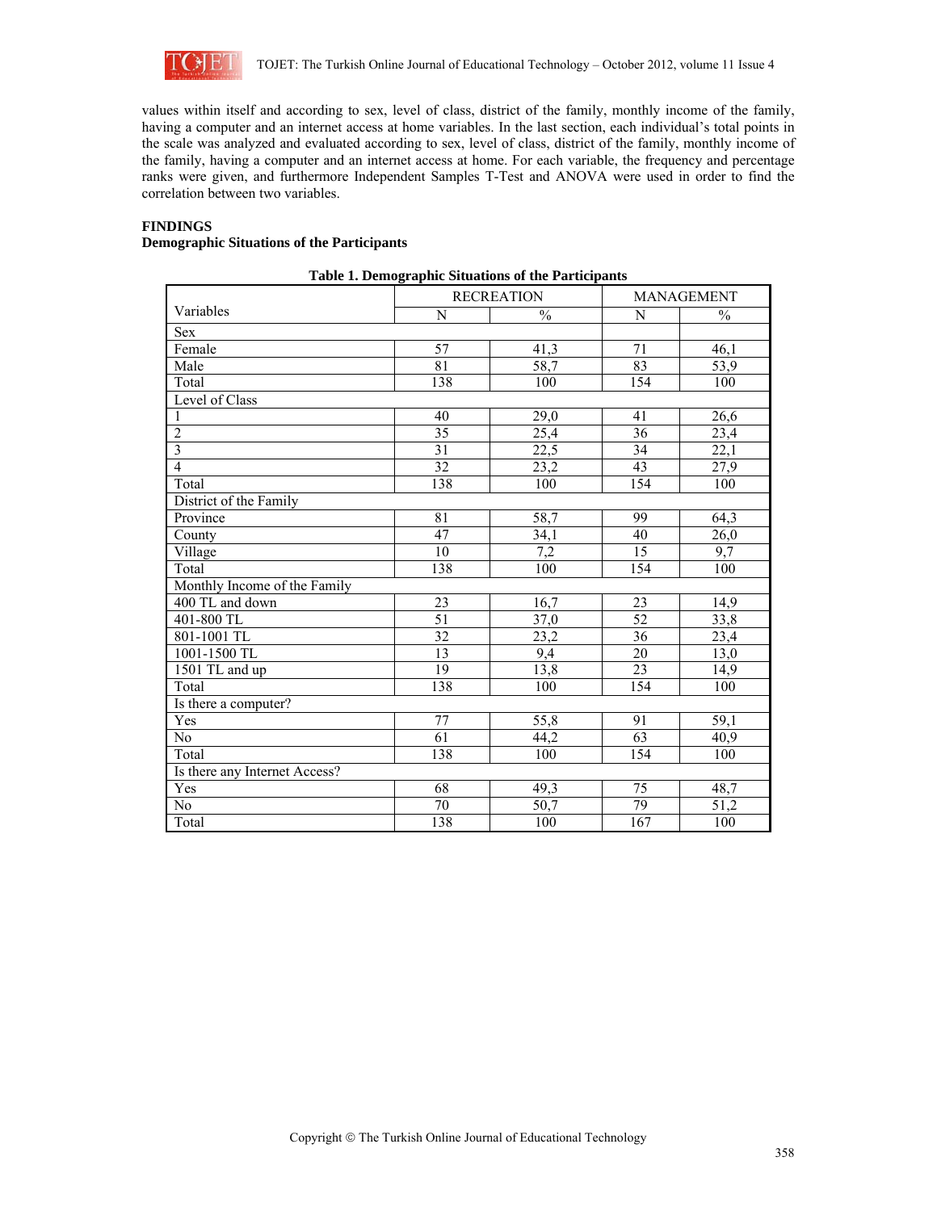values within itself and according to sex, level of class, district of the family, monthly income of the family, having a computer and an internet access at home variables. In the last section, each individual's total points in the scale was analyzed and evaluated according to sex, level of class, district of the family, monthly income of the family, having a computer and an internet access at home. For each variable, the frequency and percentage ranks were given, and furthermore Independent Samples T-Test and ANOVA were used in order to find the correlation between two variables.

## FINDINGS

### Demographic Situations of the Participants

**Table 1. Demographic Situations of the Participants**

| Variables | RECREATION | | MANAGEMENT | |
|---|---|---|---|---|
| | N | % | N | % |
| Sex | | | | |
| Female | 57 | 41,3 | 71 | 46,1 |
| Male | 81 | 58,7 | 83 | 53,9 |
| Total | 138 | 100 | 154 | 100 |
| Level of Class | | | | |
| 1 | 40 | 29,0 | 41 | 26,6 |
| 2 | 35 | 25,4 | 36 | 23,4 |
| 3 | 31 | 22,5 | 34 | 22,1 |
| 4 | 32 | 23,2 | 43 | 27,9 |
| Total | 138 | 100 | 154 | 100 |
| District of the Family | | | | |
| Province | 81 | 58,7 | 99 | 64,3 |
| County | 47 | 34,1 | 40 | 26,0 |
| Village | 10 | 7,2 | 15 | 9,7 |
| Total | 138 | 100 | 154 | 100 |
| Monthly Income of the Family | | | | |
| 400 TL and down | 23 | 16,7 | 23 | 14,9 |
| 401-800 TL | 51 | 37,0 | 52 | 33,8 |
| 801-1001 TL | 32 | 23,2 | 36 | 23,4 |
| 1001-1500 TL | 13 | 9,4 | 20 | 13,0 |
| 1501 TL and up | 19 | 13,8 | 23 | 14,9 |
| Total | 138 | 100 | 154 | 100 |
| Is there a computer? | | | | |
| Yes | 77 | 55,8 | 91 | 59,1 |
| No | 61 | 44,2 | 63 | 40,9 |
| Total | 138 | 100 | 154 | 100 |
| Is there any Internet Access? | | | | |
| Yes | 68 | 49,3 | 75 | 48,7 |
| No | 70 | 50,7 | 79 | 51,2 |
| Total | 138 | 100 | 167 | 100 |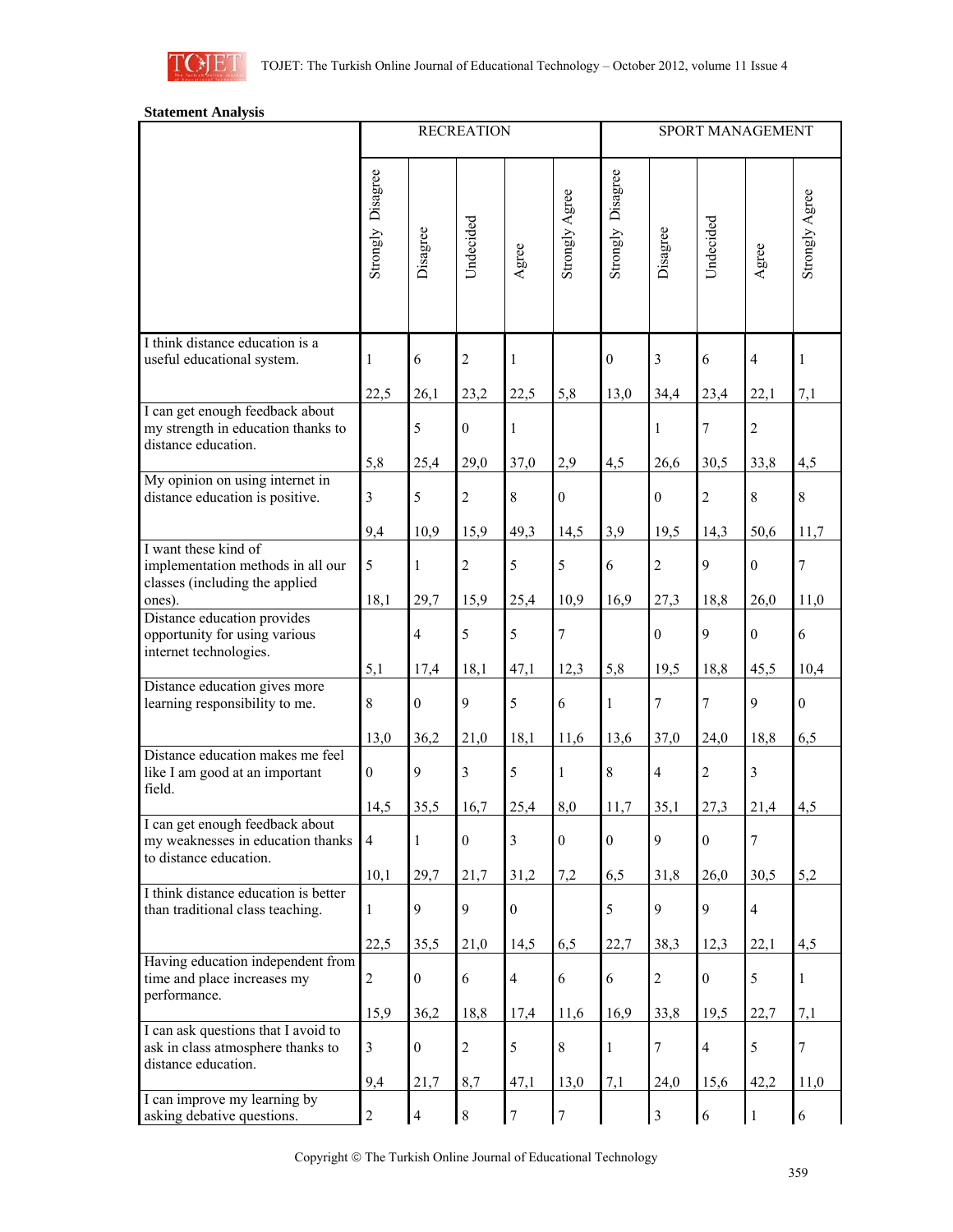**Statement Analysis**

| | RECREATION | | | | | SPORT MANAGEMENT | | | | |
|---|---|---|---|---|---|---|---|---|---|---|
| | Strongly Disagree | Disagree | Undecided | Agree | Strongly Agree | Strongly Disagree | Disagree | Undecided | Agree | Strongly Agree |
| I think distance education is a useful educational system. | 1<br>22,5 | 6<br>26,1 | 2<br>23,2 | 1<br>22,5 | <br>5,8 | 0<br>13,0 | 3<br>34,4 | 6<br>23,4 | 4<br>22,1 | 1<br>7,1 |
| I can get enough feedback about my strength in education thanks to distance education. | <br>5,8 | 5<br>25,4 | 0<br>29,0 | 1<br>37,0 | <br>2,9 | <br>4,5 | 1<br>26,6 | 7<br>30,5 | 2<br>33,8 | <br>4,5 |
| My opinion on using internet in distance education is positive. | 3<br>9,4 | 5<br>10,9 | 2<br>15,9 | 8<br>49,3 | 0<br>14,5 | <br>3,9 | 0<br>19,5 | 2<br>14,3 | 8<br>50,6 | 8<br>11,7 |
| I want these kind of implementation methods in all our classes (including the applied ones). | 5<br>18,1 | 1<br>29,7 | 2<br>15,9 | 5<br>25,4 | 5<br>10,9 | 6<br>16,9 | 2<br>27,3 | 9<br>18,8 | 0<br>26,0 | 7<br>11,0 |
| Distance education provides opportunity for using various internet technologies. | <br>5,1 | 4<br>17,4 | 5<br>18,1 | 5<br>47,1 | 7<br>12,3 | <br>5,8 | 0<br>19,5 | 9<br>18,8 | 0<br>45,5 | 6<br>10,4 |
| Distance education gives more learning responsibility to me. | 8<br>13,0 | 0<br>36,2 | 9<br>21,0 | 5<br>18,1 | 6<br>11,6 | 1<br>13,6 | 7<br>37,0 | 7<br>24,0 | 9<br>18,8 | 0<br>6,5 |
| Distance education makes me feel like I am good at an important field. | 0<br>14,5 | 9<br>35,5 | 3<br>16,7 | 5<br>25,4 | 1<br>8,0 | 8<br>11,7 | 4<br>35,1 | 2<br>27,3 | 3<br>21,4 | <br>4,5 |
| I can get enough feedback about my weaknesses in education thanks to distance education. | 4<br>10,1 | 1<br>29,7 | 0<br>21,7 | 3<br>31,2 | 0<br>7,2 | 0<br>6,5 | 9<br>31,8 | 0<br>26,0 | 7<br>30,5 | <br>5,2 |
| I think distance education is better than traditional class teaching. | 1<br>22,5 | 9<br>35,5 | 9<br>21,0 | 0<br>14,5 | <br>6,5 | 5<br>22,7 | 9<br>38,3 | 9<br>12,3 | 4<br>22,1 | <br>4,5 |
| Having education independent from time and place increases my performance. | 2<br>15,9 | 0<br>36,2 | 6<br>18,8 | 4<br>17,4 | 6<br>11,6 | 6<br>16,9 | 2<br>33,8 | 0<br>19,5 | 5<br>22,7 | 1<br>7,1 |
| I can ask questions that I avoid to ask in class atmosphere thanks to distance education. | 3<br>9,4 | 0<br>21,7 | 2<br>8,7 | 5<br>47,1 | 8<br>13,0 | 1<br>7,1 | 7<br>24,0 | 4<br>15,6 | 5<br>42,2 | 7<br>11,0 |
| I can improve my learning by asking debative questions. | 2 | 4 | 8 | 7 | 7 | | 3 | 6 | 1 | 6 |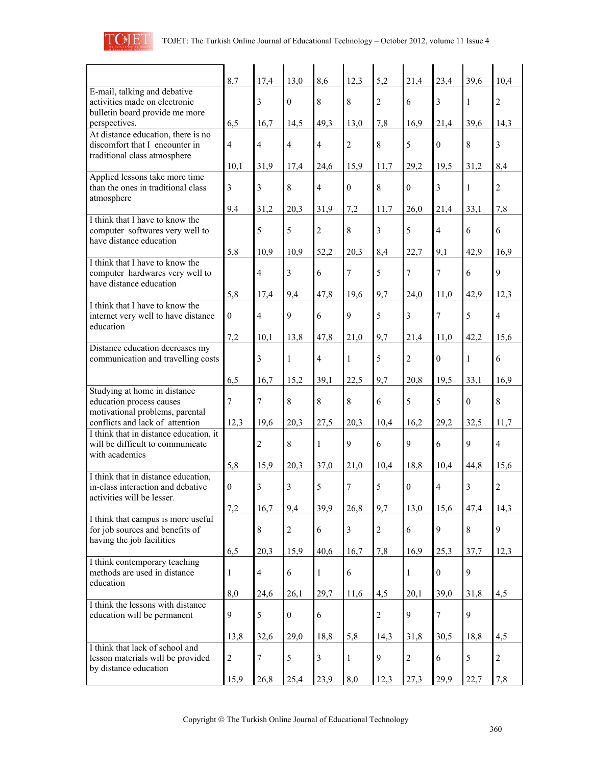| | | | | | | | | | | |
|---|---|---|---|---|---|---|---|---|---|---|
| | 8,7 | 17,4 | 13,0 | 8,6 | 12,3 | 5,2 | 21,4 | 23,4 | 39,6 | 10,4 |
| E-mail, talking and debative activities made on electronic bulletin board provide me more perspectives. | 6,5 | 3<br>16,7 | 0<br>14,5 | 8<br>49,3 | 8<br>13,0 | 2<br>7,8 | 6<br>16,9 | 3<br>21,4 | 1<br>39,6 | 2<br>14,3 |
| At distance education, there is no discomfort that I encounter in traditional class atmosphere | 4<br>10,1 | 4<br>31,9 | 4<br>17,4 | 4<br>24,6 | 2<br>15,9 | 8<br>11,7 | 5<br>29,2 | 0<br>19,5 | 8<br>31,2 | 3<br>8,4 |
| Applied lessons take more time than the ones in traditional class atmosphere | 3<br>9,4 | 3<br>31,2 | 8<br>20,3 | 4<br>31,9 | 0<br>7,2 | 8<br>11,7 | 0<br>26,0 | 3<br>21,4 | 1<br>33,1 | 2<br>7,8 |
| I think that I have to know the computer softwares very well to have distance education | 5,8 | 5<br>10,9 | 5<br>10,9 | 2<br>52,2 | 8<br>20,3 | 3<br>8,4 | 5<br>22,7 | 4<br>9,1 | 6<br>42,9 | 6<br>16,9 |
| I think that I have to know the computer hardwares very well to have distance education | 5,8 | 4<br>17,4 | 3<br>9,4 | 6<br>47,8 | 7<br>19,6 | 5<br>9,7 | 7<br>24,0 | 7<br>11,0 | 6<br>42,9 | 9<br>12,3 |
| I think that I have to know the internet very well to have distance education | 0<br>7,2 | 4<br>10,1 | 9<br>13,8 | 6<br>47,8 | 9<br>21,0 | 5<br>9,7 | 3<br>21,4 | 7<br>11,0 | 5<br>42,2 | 4<br>15,6 |
| Distance education decreases my communication and travelling costs | 6,5 | 3<br>16,7 | 1<br>15,2 | 4<br>39,1 | 1<br>22,5 | 5<br>9,7 | 2<br>20,8 | 0<br>19,5 | 1<br>33,1 | 6<br>16,9 |
| Studying at home in distance education process causes motivational problems, parental conflicts and lack of attention | 7<br>12,3 | 7<br>19,6 | 8<br>20,3 | 8<br>27,5 | 8<br>20,3 | 6<br>10,4 | 5<br>16,2 | 5<br>29,2 | 0<br>32,5 | 8<br>11,7 |
| I think that in distance education, it will be difficult to communicate with academics | 5,8 | 2<br>15,9 | 8<br>20,3 | 1<br>37,0 | 9<br>21,0 | 6<br>10,4 | 9<br>18,8 | 6<br>10,4 | 9<br>44,8 | 4<br>15,6 |
| I think that in distance education, in-class interaction and debative activities will be lesser. | 0<br>7,2 | 3<br>16,7 | 3<br>9,4 | 5<br>39,9 | 7<br>26,8 | 5<br>9,7 | 0<br>13,0 | 4<br>15,6 | 3<br>47,4 | 2<br>14,3 |
| I think that campus is more useful for job sources and benefits of having the job facilities | 6,5 | 8<br>20,3 | 2<br>15,9 | 6<br>40,6 | 3<br>16,7 | 2<br>7,8 | 6<br>16,9 | 9<br>25,3 | 8<br>37,7 | 9<br>12,3 |
| I think contemporary teaching methods are used in distance education | 1<br>8,0 | 4<br>24,6 | 6<br>26,1 | 1<br>29,7 | 6<br>11,6 | 4,5 | 1<br>20,1 | 0<br>39,0 | 9<br>31,8 | 4,5 |
| I think the lessons with distance education will be permanent | 9<br>13,8 | 5<br>32,6 | 0<br>29,0 | 6<br>18,8 | 5,8 | 2<br>14,3 | 9<br>31,8 | 7<br>30,5 | 9<br>18,8 | 4,5 |
| I think that lack of school and lesson materials will be provided by distance education | 2<br>15,9 | 7<br>26,8 | 5<br>25,4 | 3<br>23,9 | 1<br>8,0 | 9<br>12,3 | 2<br>27,3 | 6<br>29,9 | 5<br>22,7 | 2<br>7,8 |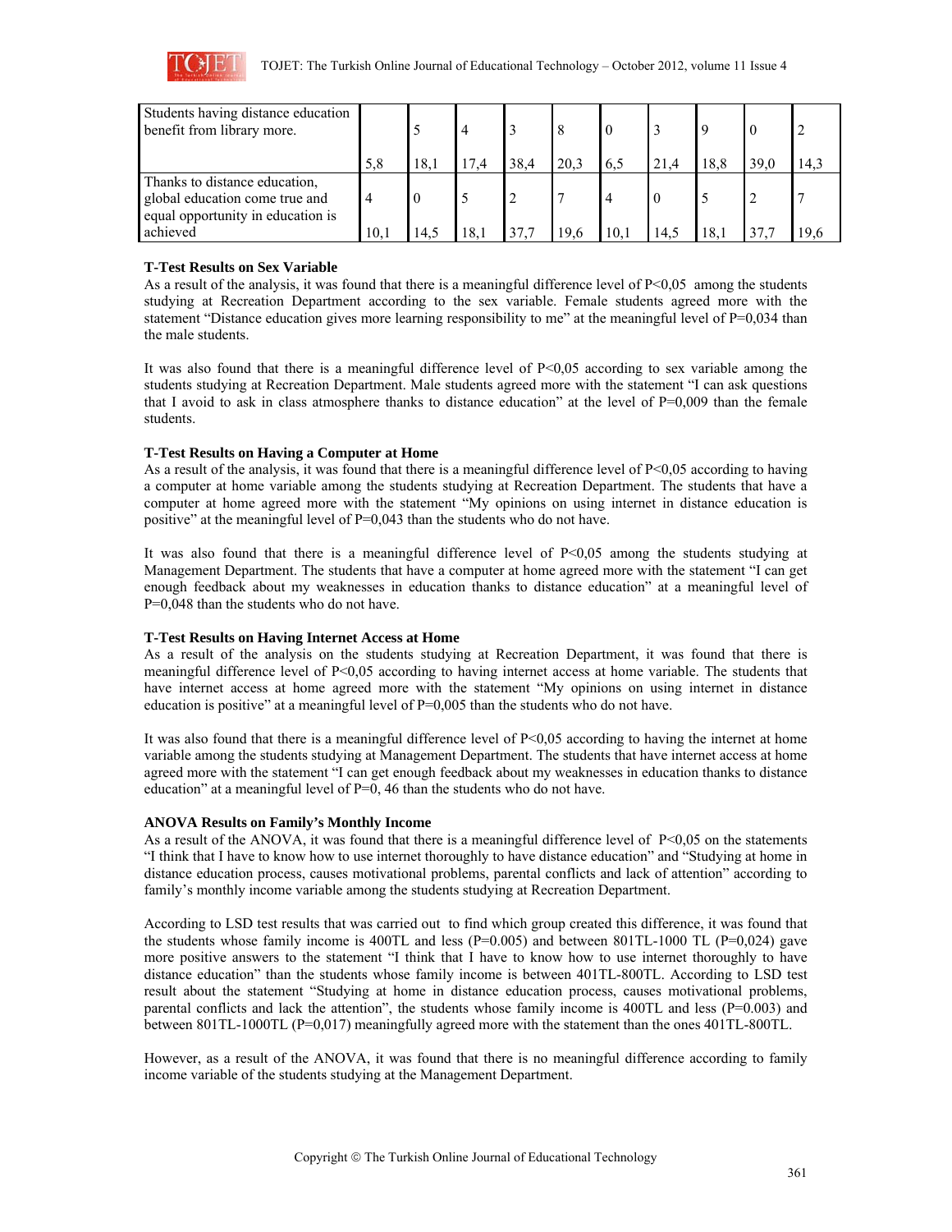| Students having distance education benefit from library more. | 5,8 | 5<br>18,1 | 4<br>17,4 | 3<br>38,4 | 8<br>20,3 | 0<br>6,5 | 3<br>21,4 | 9<br>18,8 | 0<br>39,0 | 2<br>14,3 |
|---|---|---|---|---|---|---|---|---|---|---|
| Thanks to distance education, global education come true and equal opportunity in education is achieved | 4<br>10,1 | 0<br>14,5 | 5<br>18,1 | 2<br>37,7 | 7<br>19,6 | 4<br>10,1 | 0<br>14,5 | 5<br>18,1 | 2<br>37,7 | 7<br>19,6 |

**T-Test Results on Sex Variable**

As a result of the analysis, it was found that there is a meaningful difference level of P<0,05 among the students studying at Recreation Department according to the sex variable. Female students agreed more with the statement "Distance education gives more learning responsibility to me" at the meaningful level of P=0,034 than the male students.

It was also found that there is a meaningful difference level of P<0,05 according to sex variable among the students studying at Recreation Department. Male students agreed more with the statement "I can ask questions that I avoid to ask in class atmosphere thanks to distance education" at the level of P=0,009 than the female students.

**T-Test Results on Having a Computer at Home**

As a result of the analysis, it was found that there is a meaningful difference level of P<0,05 according to having a computer at home variable among the students studying at Recreation Department. The students that have a computer at home agreed more with the statement "My opinions on using internet in distance education is positive" at the meaningful level of P=0,043 than the students who do not have.

It was also found that there is a meaningful difference level of P<0,05 among the students studying at Management Department. The students that have a computer at home agreed more with the statement "I can get enough feedback about my weaknesses in education thanks to distance education" at a meaningful level of P=0,048 than the students who do not have.

**T-Test Results on Having Internet Access at Home**

As a result of the analysis on the students studying at Recreation Department, it was found that there is meaningful difference level of P<0,05 according to having internet access at home variable. The students that have internet access at home agreed more with the statement "My opinions on using internet in distance education is positive" at a meaningful level of P=0,005 than the students who do not have.

It was also found that there is a meaningful difference level of P<0,05 according to having the internet at home variable among the students studying at Management Department. The students that have internet access at home agreed more with the statement "I can get enough feedback about my weaknesses in education thanks to distance education" at a meaningful level of P=0, 46 than the students who do not have.

**ANOVA Results on Family's Monthly Income**

As a result of the ANOVA, it was found that there is a meaningful difference level of P<0,05 on the statements "I think that I have to know how to use internet thoroughly to have distance education" and "Studying at home in distance education process, causes motivational problems, parental conflicts and lack of attention" according to family's monthly income variable among the students studying at Recreation Department.

According to LSD test results that was carried out to find which group created this difference, it was found that the students whose family income is 400TL and less (P=0.005) and between 801TL-1000 TL (P=0,024) gave more positive answers to the statement "I think that I have to know how to use internet thoroughly to have distance education" than the students whose family income is between 401TL-800TL. According to LSD test result about the statement "Studying at home in distance education process, causes motivational problems, parental conflicts and lack the attention", the students whose family income is 400TL and less (P=0.003) and between 801TL-1000TL (P=0,017) meaningfully agreed more with the statement than the ones 401TL-800TL.

However, as a result of the ANOVA, it was found that there is no meaningful difference according to family income variable of the students studying at the Management Department.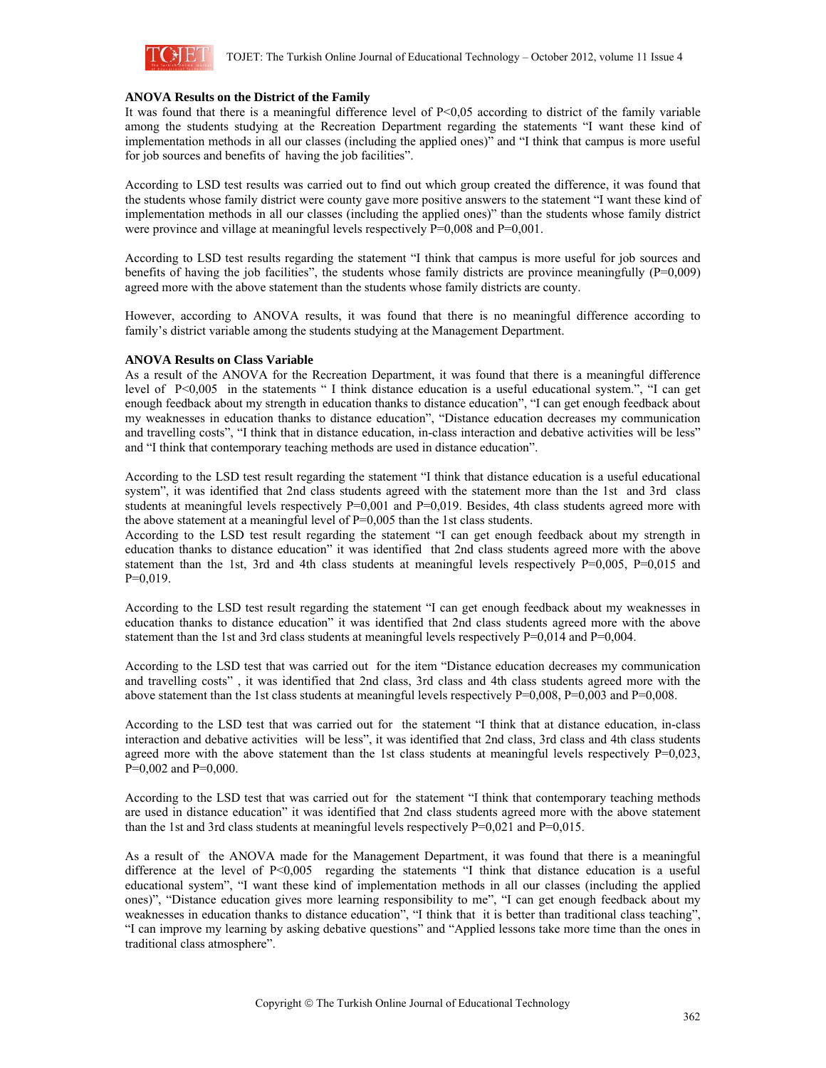**ANOVA Results on the District of the Family**

It was found that there is a meaningful difference level of $P<0,05$ according to district of the family variable among the students studying at the Recreation Department regarding the statements "I want these kind of implementation methods in all our classes (including the applied ones)" and "I think that campus is more useful for job sources and benefits of having the job facilities".

According to LSD test results was carried out to find out which group created the difference, it was found that the students whose family district were county gave more positive answers to the statement "I want these kind of implementation methods in all our classes (including the applied ones)" than the students whose family district were province and village at meaningful levels respectively $P=0,008$ and $P=0,001$.

According to LSD test results regarding the statement "I think that campus is more useful for job sources and benefits of having the job facilities", the students whose family districts are province meaningfully ($P=0,009$) agreed more with the above statement than the students whose family districts are county.

However, according to ANOVA results, it was found that there is no meaningful difference according to family's district variable among the students studying at the Management Department.

**ANOVA Results on Class Variable**

As a result of the ANOVA for the Recreation Department, it was found that there is a meaningful difference level of $P<0,005$ in the statements " I think distance education is a useful educational system.", "I can get enough feedback about my strength in education thanks to distance education", "I can get enough feedback about my weaknesses in education thanks to distance education", "Distance education decreases my communication and travelling costs", "I think that in distance education, in-class interaction and debative activities will be less" and "I think that contemporary teaching methods are used in distance education".

According to the LSD test result regarding the statement "I think that distance education is a useful educational system", it was identified that 2nd class students agreed with the statement more than the 1st and 3rd class students at meaningful levels respectively $P=0,001$ and $P=0,019$. Besides, 4th class students agreed more with the above statement at a meaningful level of $P=0,005$ than the 1st class students.

According to the LSD test result regarding the statement "I can get enough feedback about my strength in education thanks to distance education" it was identified that 2nd class students agreed more with the above statement than the 1st, 3rd and 4th class students at meaningful levels respectively $P=0,005$, $P=0,015$ and $P=0,019$.

According to the LSD test result regarding the statement "I can get enough feedback about my weaknesses in education thanks to distance education" it was identified that 2nd class students agreed more with the above statement than the 1st and 3rd class students at meaningful levels respectively $P=0,014$ and $P=0,004$.

According to the LSD test that was carried out for the item "Distance education decreases my communication and travelling costs" , it was identified that 2nd class, 3rd class and 4th class students agreed more with the above statement than the 1st class students at meaningful levels respectively $P=0,008$, $P=0,003$ and $P=0,008$.

According to the LSD test that was carried out for the statement "I think that at distance education, in-class interaction and debative activities will be less", it was identified that 2nd class, 3rd class and 4th class students agreed more with the above statement than the 1st class students at meaningful levels respectively $P=0,023$, $P=0,002$ and $P=0,000$.

According to the LSD test that was carried out for the statement "I think that contemporary teaching methods are used in distance education" it was identified that 2nd class students agreed more with the above statement than the 1st and 3rd class students at meaningful levels respectively $P=0,021$ and $P=0,015$.

As a result of the ANOVA made for the Management Department, it was found that there is a meaningful difference at the level of $P<0,005$ regarding the statements "I think that distance education is a useful educational system", "I want these kind of implementation methods in all our classes (including the applied ones)", "Distance education gives more learning responsibility to me", "I can get enough feedback about my weaknesses in education thanks to distance education", "I think that it is better than traditional class teaching", "I can improve my learning by asking debative questions" and "Applied lessons take more time than the ones in traditional class atmosphere".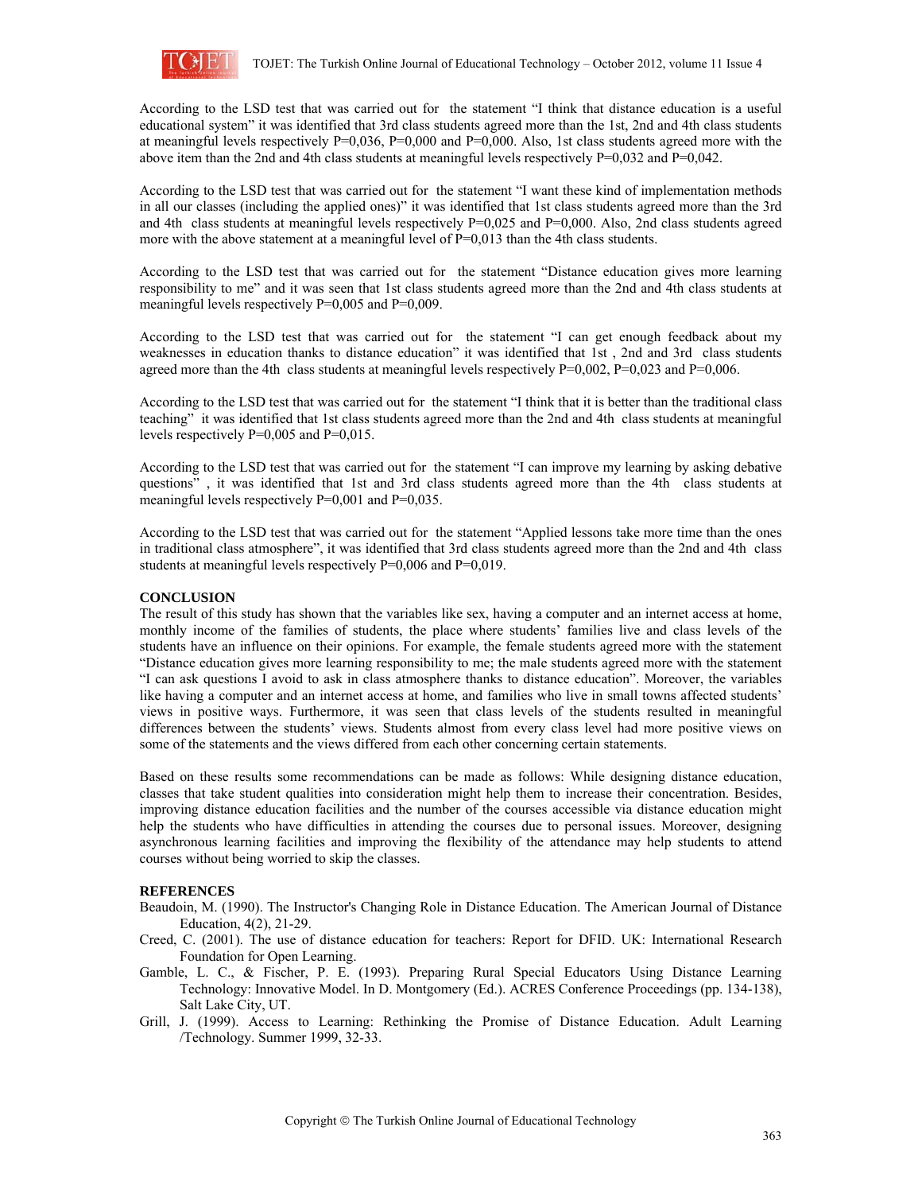According to the LSD test that was carried out for the statement "I think that distance education is a useful educational system" it was identified that 3rd class students agreed more than the 1st, 2nd and 4th class students at meaningful levels respectively P=0,036, P=0,000 and P=0,000. Also, 1st class students agreed more with the above item than the 2nd and 4th class students at meaningful levels respectively P=0,032 and P=0,042.

According to the LSD test that was carried out for the statement "I want these kind of implementation methods in all our classes (including the applied ones)" it was identified that 1st class students agreed more than the 3rd and 4th class students at meaningful levels respectively P=0,025 and P=0,000. Also, 2nd class students agreed more with the above statement at a meaningful level of P=0,013 than the 4th class students.

According to the LSD test that was carried out for the statement "Distance education gives more learning responsibility to me" and it was seen that 1st class students agreed more than the 2nd and 4th class students at meaningful levels respectively P=0,005 and P=0,009.

According to the LSD test that was carried out for the statement "I can get enough feedback about my weaknesses in education thanks to distance education" it was identified that 1st , 2nd and 3rd class students agreed more than the 4th class students at meaningful levels respectively P=0,002, P=0,023 and P=0,006.

According to the LSD test that was carried out for the statement "I think that it is better than the traditional class teaching" it was identified that 1st class students agreed more than the 2nd and 4th class students at meaningful levels respectively P=0,005 and P=0,015.

According to the LSD test that was carried out for the statement "I can improve my learning by asking debative questions" , it was identified that 1st and 3rd class students agreed more than the 4th class students at meaningful levels respectively P=0,001 and P=0,035.

According to the LSD test that was carried out for the statement "Applied lessons take more time than the ones in traditional class atmosphere", it was identified that 3rd class students agreed more than the 2nd and 4th class students at meaningful levels respectively P=0,006 and P=0,019.

## CONCLUSION

The result of this study has shown that the variables like sex, having a computer and an internet access at home, monthly income of the families of students, the place where students' families live and class levels of the students have an influence on their opinions. For example, the female students agreed more with the statement "Distance education gives more learning responsibility to me; the male students agreed more with the statement "I can ask questions I avoid to ask in class atmosphere thanks to distance education". Moreover, the variables like having a computer and an internet access at home, and families who live in small towns affected students' views in positive ways. Furthermore, it was seen that class levels of the students resulted in meaningful differences between the students' views. Students almost from every class level had more positive views on some of the statements and the views differed from each other concerning certain statements.

Based on these results some recommendations can be made as follows: While designing distance education, classes that take student qualities into consideration might help them to increase their concentration. Besides, improving distance education facilities and the number of the courses accessible via distance education might help the students who have difficulties in attending the courses due to personal issues. Moreover, designing asynchronous learning facilities and improving the flexibility of the attendance may help students to attend courses without being worried to skip the classes.

## REFERENCES

Beaudoin, M. (1990). The Instructor's Changing Role in Distance Education. The American Journal of Distance Education, 4(2), 21-29.

Creed, C. (2001). The use of distance education for teachers: Report for DFID. UK: International Research Foundation for Open Learning.

Gamble, L. C., & Fischer, P. E. (1993). Preparing Rural Special Educators Using Distance Learning Technology: Innovative Model. In D. Montgomery (Ed.). ACRES Conference Proceedings (pp. 134-138), Salt Lake City, UT.

Grill, J. (1999). Access to Learning: Rethinking the Promise of Distance Education. Adult Learning /Technology. Summer 1999, 32-33.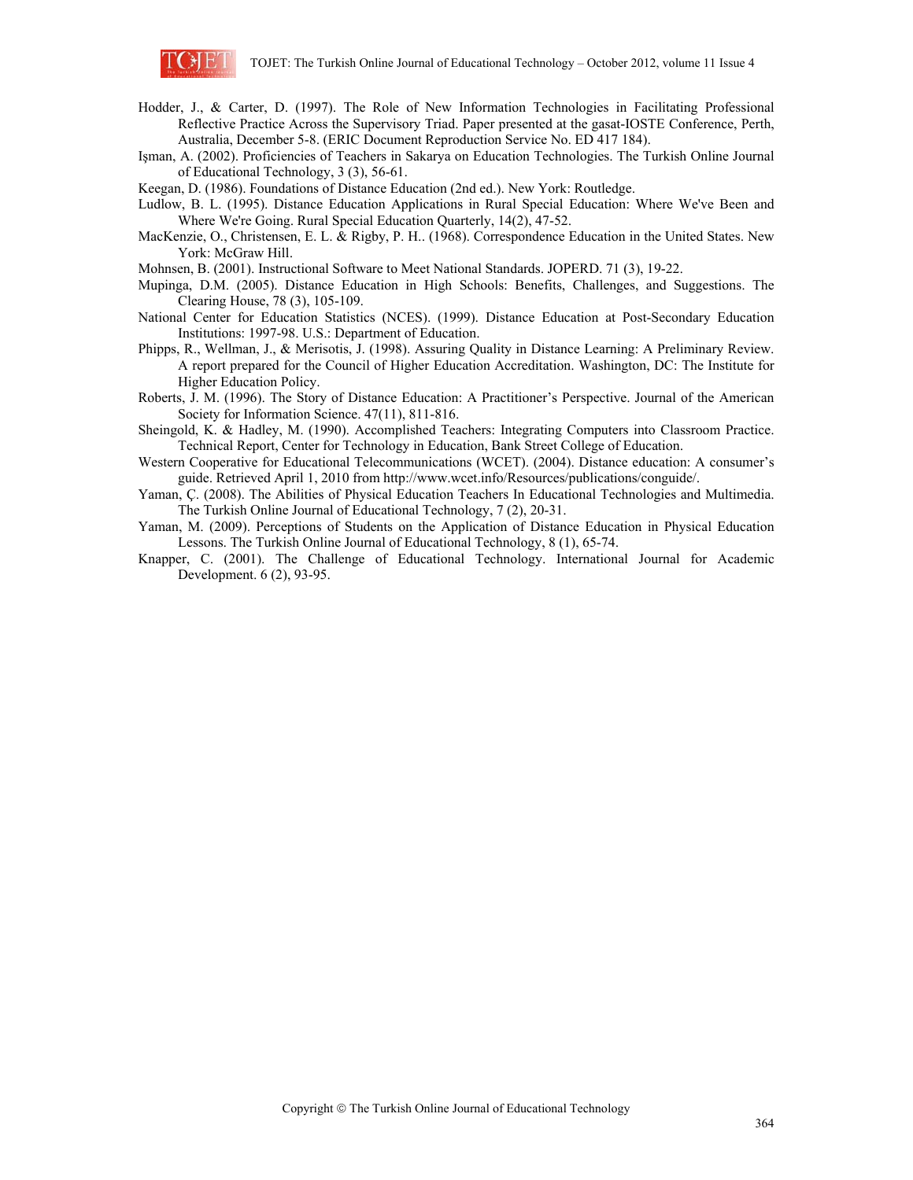Hodder, J., & Carter, D. (1997). The Role of New Information Technologies in Facilitating Professional Reflective Practice Across the Supervisory Triad. Paper presented at the gasat-IOSTE Conference, Perth, Australia, December 5-8. (ERIC Document Reproduction Service No. ED 417 184).

Işman, A. (2002). Proficiencies of Teachers in Sakarya on Education Technologies. The Turkish Online Journal of Educational Technology, 3 (3), 56-61.

Keegan, D. (1986). Foundations of Distance Education (2nd ed.). New York: Routledge.

Ludlow, B. L. (1995). Distance Education Applications in Rural Special Education: Where We've Been and Where We're Going. Rural Special Education Quarterly, 14(2), 47-52.

MacKenzie, O., Christensen, E. L. & Rigby, P. H.. (1968). Correspondence Education in the United States. New York: McGraw Hill.

Mohnsen, B. (2001). Instructional Software to Meet National Standards. JOPERD. 71 (3), 19-22.

Mupinga, D.M. (2005). Distance Education in High Schools: Benefits, Challenges, and Suggestions. The Clearing House, 78 (3), 105-109.

National Center for Education Statistics (NCES). (1999). Distance Education at Post-Secondary Education Institutions: 1997-98. U.S.: Department of Education.

Phipps, R., Wellman, J., & Merisotis, J. (1998). Assuring Quality in Distance Learning: A Preliminary Review. A report prepared for the Council of Higher Education Accreditation. Washington, DC: The Institute for Higher Education Policy.

Roberts, J. M. (1996). The Story of Distance Education: A Practitioner's Perspective. Journal of the American Society for Information Science. 47(11), 811-816.

Sheingold, K. & Hadley, M. (1990). Accomplished Teachers: Integrating Computers into Classroom Practice. Technical Report, Center for Technology in Education, Bank Street College of Education.

Western Cooperative for Educational Telecommunications (WCET). (2004). Distance education: A consumer's guide. Retrieved April 1, 2010 from http://www.wcet.info/Resources/publications/conguide/.

Yaman, Ç. (2008). The Abilities of Physical Education Teachers In Educational Technologies and Multimedia. The Turkish Online Journal of Educational Technology, 7 (2), 20-31.

Yaman, M. (2009). Perceptions of Students on the Application of Distance Education in Physical Education Lessons. The Turkish Online Journal of Educational Technology, 8 (1), 65-74.

Knapper, C. (2001). The Challenge of Educational Technology. International Journal for Academic Development. 6 (2), 93-95.